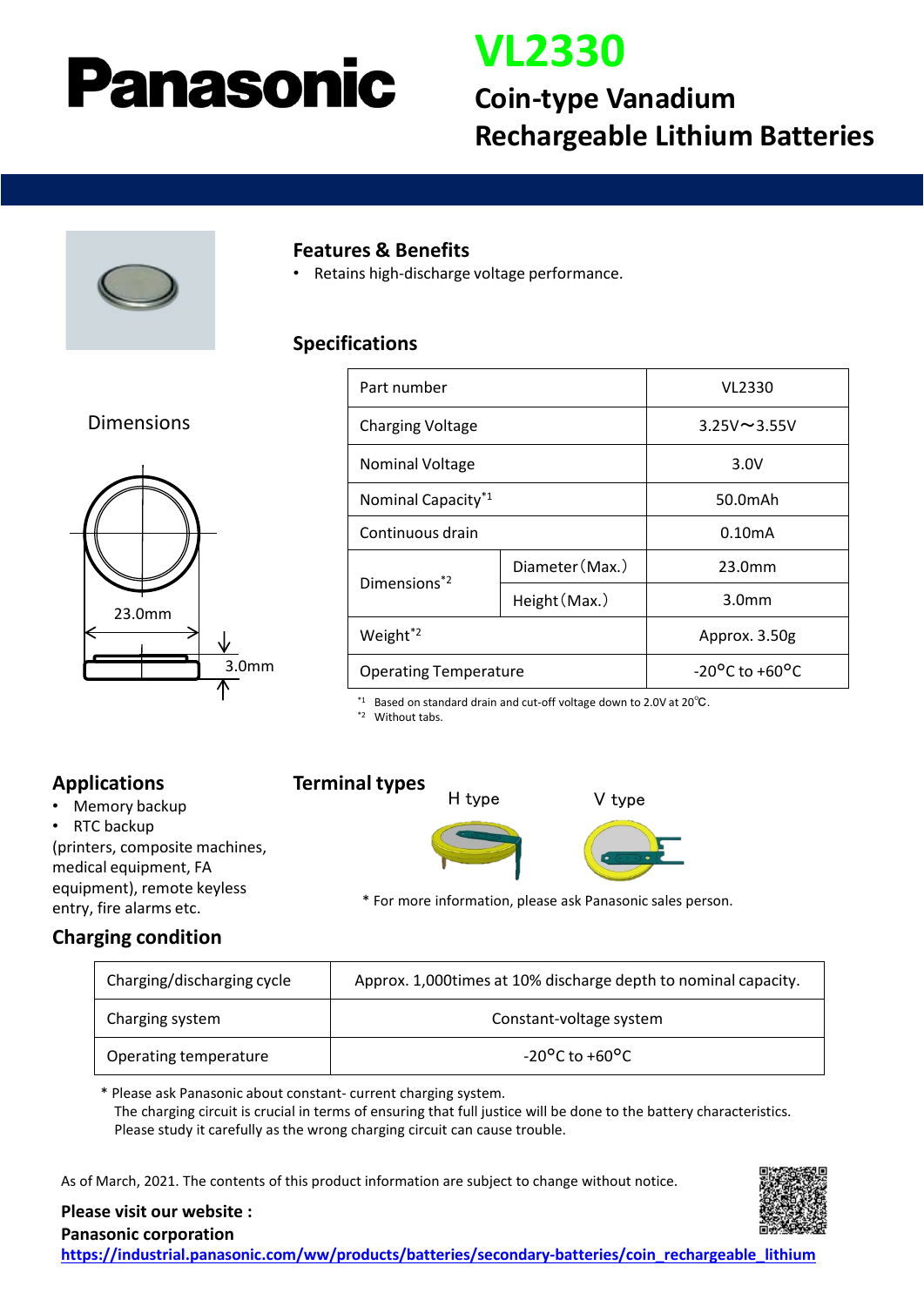# Panasonic

# VL2330

## Coin-type Vanadium Rechargeable Lithium Batteries

### Features & Benefits

- Retains high-discharge voltage performance.

### Specifications

Dimensions

23.0mm

3.0mm

| Part number | | VL2330 |
|---|---|---|
| Charging Voltage | | 3.25V～3.55V |
| Nominal Voltage | | 3.0V |
| Nominal Capacity[*1] | | 50.0mAh |
| Continuous drain | | 0.10mA |
| Dimensions[*2] | Diameter（Max.） | 23.0mm |
| | Height（Max.） | 3.0mm |
| Weight[*2] | | Approx. 3.50g |
| Operating Temperature | | -20°C to +60°C |

[*1] Based on standard drain and cut-off voltage down to 2.0V at 20℃.
[*2] Without tabs.

### Applications

- Memory backup
- RTC backup

(printers, composite machines, medical equipment, FA equipment), remote keyless entry, fire alarms etc.

### Terminal types

H type　　V type

* For more information, please ask Panasonic sales person.

### Charging condition

| Charging/discharging cycle | Approx. 1,000times at 10% discharge depth to nominal capacity. |
|---|---|
| Charging system | Constant-voltage system |
| Operating temperature | -20°C to +60°C |

* Please ask Panasonic about constant- current charging system.
The charging circuit is crucial in terms of ensuring that full justice will be done to the battery characteristics.
Please study it carefully as the wrong charging circuit can cause trouble.

As of March, 2021. The contents of this product information are subject to change without notice.

**Please visit our website :**
**Panasonic corporation**
https://industrial.panasonic.com/ww/products/batteries/secondary-batteries/coin_rechargeable_lithium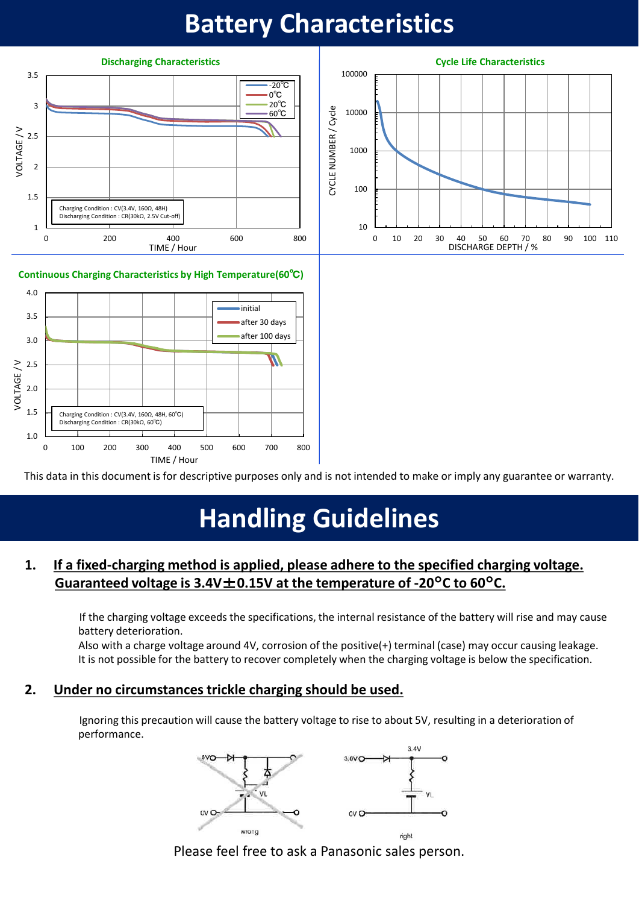# Battery Characteristics

Discharging Characteristics

3.5
3
2.5
2
1.5
1
VOLTAGE / V
0
200
400
600
800
TIME / Hour

-20℃
0℃
20℃
60℃

Charging Condition : CV(3.4V, 160Ω, 48H)
Discharging Condition : CR(30kΩ, 2.5V Cut-off)

Cycle Life Characteristics

100000
10000
1000
100
10
CYCLE NUMBER / Cycle
0 10 20 30 40 50 60 70 80 90 100 110
DISCHARGE DEPTH / %

Continuous Charging Characteristics by High Temperature(60℃)

4.0
3.5
3.0
2.5
2.0
1.5
1.0
VOLTAGE / V
0 100 200 300 400 500 600 700 800
TIME / Hour

initial
after 30 days
after 100 days

Charging Condition : CV(3.4V, 160Ω, 48H, 60℃)
Discharging Condition : CR(30kΩ, 60℃)

This data in this document is for descriptive purposes only and is not intended to make or imply any guarantee or warranty.

# Handling Guidelines

1. **If a fixed-charging method is applied, please adhere to the specified charging voltage. Guaranteed voltage is 3.4V±0.15V at the temperature of -20°C to 60°C.**

If the charging voltage exceeds the specifications, the internal resistance of the battery will rise and may cause battery deterioration.
Also with a charge voltage around 4V, corrosion of the positive(+) terminal (case) may occur causing leakage.
It is not possible for the battery to recover completely when the charging voltage is below the specification.

2. **Under no circumstances trickle charging should be used.**

Ignoring this precaution will cause the battery voltage to rise to about 5V, resulting in a deterioration of performance.

5V
0V
VL
wrong

3.4V
3.6V
0V
VL
right

Please feel free to ask a Panasonic sales person.